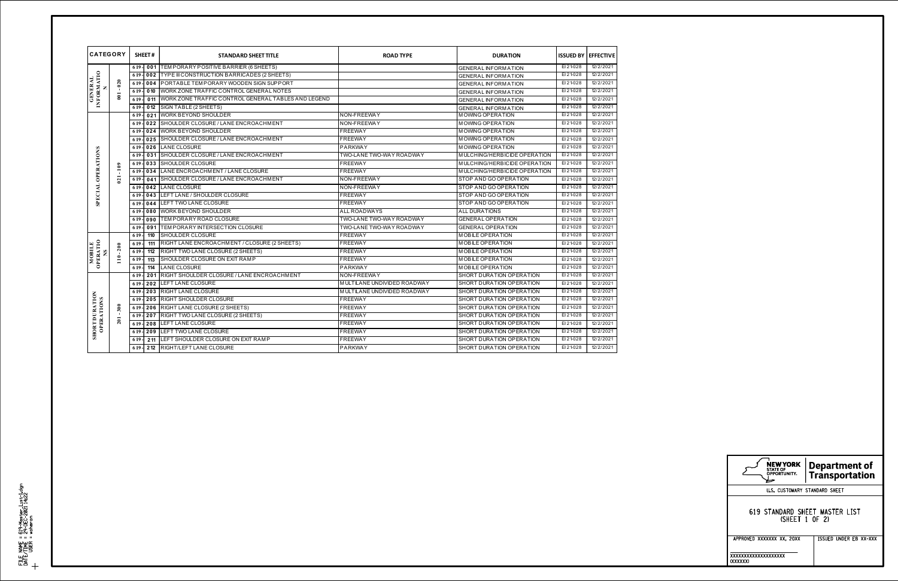| CATEGORY | | SHEET # | STANDARD SHEET TITLE | ROAD TYPE | DURATION | ISSUED BY | EFFECTIVE |
|---|---|---|---|---|---|---|---|
| GENERAL INFORMATION | 001 - 020 | 619-001 | TEMPORARY POSITIVE BARRIER (6 SHEETS) | | GENERAL INFORMATION | EI 21-028 | 12/2/2021 |
| | | 619-002 | TYPE III CONSTRUCTION BARRICADES (2 SHEETS) | | GENERAL INFORMATION | EI 21-028 | 12/2/2021 |
| | | 619-004 | PORTABLE TEMPORARY WOODEN SIGN SUPPORT | | GENERAL INFORMATION | EI 21-028 | 12/2/2021 |
| | | 619-010 | WORK ZONE TRAFFIC CONTROL GENERAL NOTES | | GENERAL INFORMATION | EI 21-028 | 12/2/2021 |
| | | 619-011 | WORK ZONE TRAFFIC CONTROL GENERAL TABLES AND LEGEND | | GENERAL INFORMATION | EI 21-028 | 12/2/2021 |
| | | 619-012 | SIGN TABLE (2 SHEETS) | | GENERAL INFORMATION | EI 21-028 | 12/2/2021 |
| SPECIAL OPERATIONS | 021 - 109 | 619-021 | WORK BEYOND SHOULDER | NON-FREEWAY | MOWING OPERATION | EI 21-028 | 12/2/2021 |
| | | 619-022 | SHOULDER CLOSURE / LANE ENCROACHMENT | NON-FREEWAY | MOWING OPERATION | EI 21-028 | 12/2/2021 |
| | | 619-024 | WORK BEYOND SHOULDER | FREEWAY | MOWING OPERATION | EI 21-028 | 12/2/2021 |
| | | 619-025 | SHOULDER CLOSURE / LANE ENCROACHMENT | FREEWAY | MOWING OPERATION | EI 21-028 | 12/2/2021 |
| | | 619-026 | LANE CLOSURE | PARKWAY | MOWING OPERATION | EI 21-028 | 12/2/2021 |
| | | 619-031 | SHOULDER CLOSURE / LANE ENCROACHMENT | TWO-LANE TWO-WAY ROADWAY | MULCHING/HERBICIDE OPERATION | EI 21-028 | 12/2/2021 |
| | | 619-033 | SHOULDER CLOSURE | FREEWAY | MULCHING/HERBICIDE OPERATION | EI 21-028 | 12/2/2021 |
| | | 619-034 | LANE ENCROACHMENT / LANE CLOSURE | FREEWAY | MULCHING/HERBICIDE OPERATION | EI 21-028 | 12/2/2021 |
| | | 619-041 | SHOULDER CLOSURE / LANE ENCROACHMENT | NON-FREEWAY | STOP AND GO OPERATION | EI 21-028 | 12/2/2021 |
| | | 619-042 | LANE CLOSURE | NON-FREEWAY | STOP AND GO OPERATION | EI 21-028 | 12/2/2021 |
| | | 619-043 | LEFT LANE / SHOULDER CLOSURE | FREEWAY | STOP AND GO OPERATION | EI 21-028 | 12/2/2021 |
| | | 619-044 | LEFT TWO LANE CLOSURE | FREEWAY | STOP AND GO OPERATION | EI 21-028 | 12/2/2021 |
| | | 619-080 | WORK BEYOND SHOULDER | ALL ROADWAYS | ALL DURATIONS | EI 21-028 | 12/2/2021 |
| | | 619-090 | TEMPORARY ROAD CLOSURE | TWO-LANE TWO-WAY ROADWAY | GENERAL OPERATION | EI 21-028 | 12/2/2021 |
| | | 619-091 | TEMPORARY INTERSECTION CLOSURE | TWO-LANE TWO-WAY ROADWAY | GENERAL OPERATION | EI 21-028 | 12/2/2021 |
| MOBILE OPERATIONS | 110 - 200 | 619-110 | SHOULDER CLOSURE | FREEWAY | MOBILE OPERATION | EI 21-028 | 12/2/2021 |
| | | 619-111 | RIGHT LANE ENCROACHMENT / CLOSURE (2 SHEETS) | FREEWAY | MOBILE OPERATION | EI 21-028 | 12/2/2021 |
| | | 619-112 | RIGHT TWO LANE CLOSURE (2 SHEETS) | FREEWAY | MOBILE OPERATION | EI 21-028 | 12/2/2021 |
| | | 619-113 | SHOULDER CLOSURE ON EXIT RAMP | FREEWAY | MOBILE OPERATION | EI 21-028 | 12/2/2021 |
| | | 619-114 | LANE CLOSURE | PARKWAY | MOBILE OPERATION | EI 21-028 | 12/2/2021 |
| SHORT DURATION OPERATIONS | 201 - 300 | 619-201 | RIGHT SHOULDER CLOSURE / LANE ENCROACHMENT | NON-FREEWAY | SHORT DURATION OPERATION | EI 21-028 | 12/2/2021 |
| | | 619-202 | LEFT LANE CLOSURE | MULTILANE UNDIVIDED ROADWAY | SHORT DURATION OPERATION | EI 21-028 | 12/2/2021 |
| | | 619-203 | RIGHT LANE CLOSURE | MULTILANE UNDIVIDED ROADWAY | SHORT DURATION OPERATION | EI 21-028 | 12/2/2021 |
| | | 619-205 | RIGHT SHOULDER CLOSURE | FREEWAY | SHORT DURATION OPERATION | EI 21-028 | 12/2/2021 |
| | | 619-206 | RIGHT LANE CLOSURE (2 SHEETS) | FREEWAY | SHORT DURATION OPERATION | EI 21-028 | 12/2/2021 |
| | | 619-207 | RIGHT TWO LANE CLOSURE (2 SHEETS) | FREEWAY | SHORT DURATION OPERATION | EI 21-028 | 12/2/2021 |
| | | 619-208 | LEFT LANE CLOSURE | FREEWAY | SHORT DURATION OPERATION | EI 21-028 | 12/2/2021 |
| | | 619-209 | LEFT TWO LANE CLOSURE | FREEWAY | SHORT DURATION OPERATION | EI 21-028 | 12/2/2021 |
| | | 619-211 | LEFT SHOULDER CLOSURE ON EXIT RAMP | FREEWAY | SHORT DURATION OPERATION | EI 21-028 | 12/2/2021 |
| | | 619-212 | RIGHT/LEFT LANE CLOSURE | PARKWAY | SHORT DURATION OPERATION | EI 21-028 | 12/2/2021 |

NEW YORK STATE OF OPPORTUNITY. | Department of Transportation

U.S. CUSTOMARY STANDARD SHEET

## 619 STANDARD SHEET MASTER LIST (SHEET 1 OF 2)

APPROVED XXXXXXX XX, 20XX | ISSUED UNDER EB XX-XXX

XXXXXXXXXXXXXXXXXXX
(XXXXXXX)

FILE NAME = 619-Master_List-1.dgn
DATE/TIME = 24-DEC-2021 14:22
USER = wsharon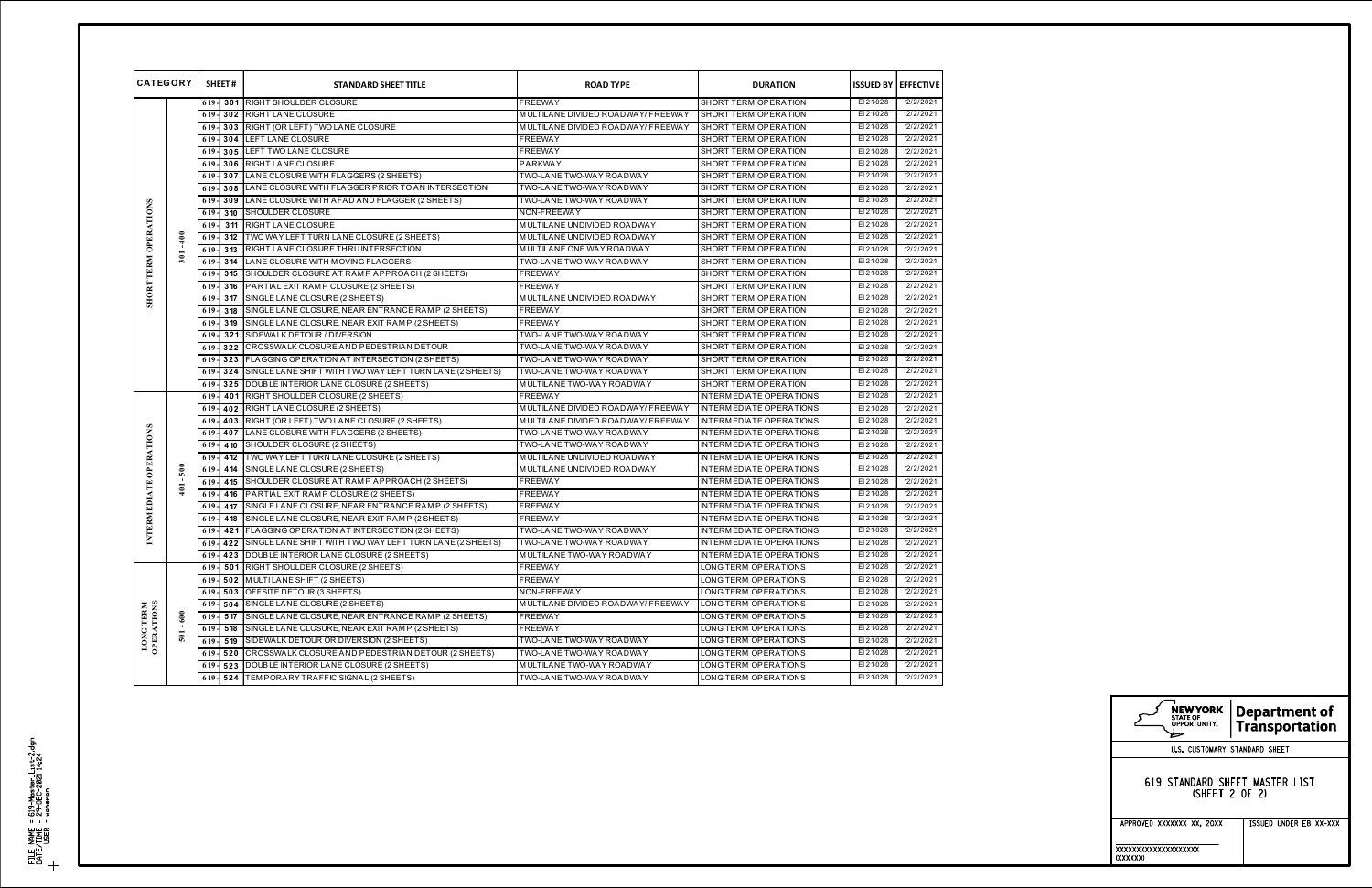| CATEGORY | | SHEET # | STANDARD SHEET TITLE | ROAD TYPE | DURATION | ISSUED BY | EFFECTIVE |
|---|---|---|---|---|---|---|---|
| SHORT TERM OPERATIONS | 301 - 400 | 619 - 301 | RIGHT SHOULDER CLOSURE | FREEWAY | SHORT TERM OPERATION | EI 21-028 | 12/2/2021 |
| | | 619 - 302 | RIGHT LANE CLOSURE | MULTILANE DIVIDED ROADWAY/ FREEWAY | SHORT TERM OPERATION | EI 21-028 | 12/2/2021 |
| | | 619 - 303 | RIGHT (OR LEFT) TWO LANE CLOSURE | MULTILANE DIVIDED ROADWAY/ FREEWAY | SHORT TERM OPERATION | EI 21-028 | 12/2/2021 |
| | | 619 - 304 | LEFT LANE CLOSURE | FREEWAY | SHORT TERM OPERATION | EI 21-028 | 12/2/2021 |
| | | 619 - 305 | LEFT TWO LANE CLOSURE | FREEWAY | SHORT TERM OPERATION | EI 21-028 | 12/2/2021 |
| | | 619 - 306 | RIGHT LANE CLOSURE | PARKWAY | SHORT TERM OPERATION | EI 21-028 | 12/2/2021 |
| | | 619 - 307 | LANE CLOSURE WITH FLAGGERS (2 SHEETS) | TWO-LANE TWO-WAY ROADWAY | SHORT TERM OPERATION | EI 21-028 | 12/2/2021 |
| | | 619 - 308 | LANE CLOSURE WITH FLAGGER PRIOR TO AN INTERSECTION | TWO-LANE TWO-WAY ROADWAY | SHORT TERM OPERATION | EI 21-028 | 12/2/2021 |
| | | 619 - 309 | LANE CLOSURE WITH AFAD AND FLAGGER (2 SHEETS) | TWO-LANE TWO-WAY ROADWAY | SHORT TERM OPERATION | EI 21-028 | 12/2/2021 |
| | | 619 - 310 | SHOULDER CLOSURE | NON-FREEWAY | SHORT TERM OPERATION | EI 21-028 | 12/2/2021 |
| | | 619 - 311 | RIGHT LANE CLOSURE | MULTILANE UNDIVIDED ROADWAY | SHORT TERM OPERATION | EI 21-028 | 12/2/2021 |
| | | 619 - 312 | TWO WAY LEFT TURN LANE CLOSURE (2 SHEETS) | MULTILANE UNDIVIDED ROADWAY | SHORT TERM OPERATION | EI 21-028 | 12/2/2021 |
| | | 619 - 313 | RIGHT LANE CLOSURE THRU INTERSECTION | MULTILANE ONE WAY ROADWAY | SHORT TERM OPERATION | EI 21-028 | 12/2/2021 |
| | | 619 - 314 | LANE CLOSURE WITH MOVING FLAGGERS | TWO-LANE TWO-WAY ROADWAY | SHORT TERM OPERATION | EI 21-028 | 12/2/2021 |
| | | 619 - 315 | SHOULDER CLOSURE AT RAMP APPROACH (2 SHEETS) | FREEWAY | SHORT TERM OPERATION | EI 21-028 | 12/2/2021 |
| | | 619 - 316 | PARTIAL EXIT RAMP CLOSURE (2 SHEETS) | FREEWAY | SHORT TERM OPERATION | EI 21-028 | 12/2/2021 |
| | | 619 - 317 | SINGLE LANE CLOSURE (2 SHEETS) | MULTILANE UNDIVIDED ROADWAY | SHORT TERM OPERATION | EI 21-028 | 12/2/2021 |
| | | 619 - 318 | SINGLE LANE CLOSURE, NEAR ENTRANCE RAMP (2 SHEETS) | FREEWAY | SHORT TERM OPERATION | EI 21-028 | 12/2/2021 |
| | | 619 - 319 | SINGLE LANE CLOSURE, NEAR EXIT RAMP (2 SHEETS) | FREEWAY | SHORT TERM OPERATION | EI 21-028 | 12/2/2021 |
| | | 619 - 321 | SIDEWALK DETOUR / DIVERSION | TWO-LANE TWO-WAY ROADWAY | SHORT TERM OPERATION | EI 21-028 | 12/2/2021 |
| | | 619 - 322 | CROSSWALK CLOSURE AND PEDESTRIAN DETOUR | TWO-LANE TWO-WAY ROADWAY | SHORT TERM OPERATION | EI 21-028 | 12/2/2021 |
| | | 619 - 323 | FLAGGING OPERATION AT INTERSECTION (2 SHEETS) | TWO-LANE TWO-WAY ROADWAY | SHORT TERM OPERATION | EI 21-028 | 12/2/2021 |
| | | 619 - 324 | SINGLE LANE SHIFT WITH TWO WAY LEFT TURN LANE (2 SHEETS) | TWO-LANE TWO-WAY ROADWAY | SHORT TERM OPERATION | EI 21-028 | 12/2/2021 |
| | | 619 - 325 | DOUBLE INTERIOR LANE CLOSURE (2 SHEETS) | MULTILANE TWO-WAY ROADWAY | SHORT TERM OPERATION | EI 21-028 | 12/2/2021 |
| INTERMEDIATE OPERATIONS | 401 - 500 | 619 - 401 | RIGHT SHOULDER CLOSURE (2 SHEETS) | FREEWAY | INTERMEDIATE OPERATIONS | EI 21-028 | 12/2/2021 |
| | | 619 - 402 | RIGHT LANE CLOSURE (2 SHEETS) | MULTILANE DIVIDED ROADWAY/ FREEWAY | INTERMEDIATE OPERATIONS | EI 21-028 | 12/2/2021 |
| | | 619 - 403 | RIGHT (OR LEFT) TWO LANE CLOSURE (2 SHEETS) | MULTILANE DIVIDED ROADWAY/ FREEWAY | INTERMEDIATE OPERATIONS | EI 21-028 | 12/2/2021 |
| | | 619 - 407 | LANE CLOSURE WITH FLAGGERS (2 SHEETS) | TWO-LANE TWO-WAY ROADWAY | INTERMEDIATE OPERATIONS | EI 21-028 | 12/2/2021 |
| | | 619 - 410 | SHOULDER CLOSURE (2 SHEETS) | TWO-LANE TWO-WAY ROADWAY | INTERMEDIATE OPERATIONS | EI 21-028 | 12/2/2021 |
| | | 619 - 412 | TWO WAY LEFT TURN LANE CLOSURE (2 SHEETS) | MULTILANE UNDIVIDED ROADWAY | INTERMEDIATE OPERATIONS | EI 21-028 | 12/2/2021 |
| | | 619 - 414 | SINGLE LANE CLOSURE (2 SHEETS) | MULTILANE UNDIVIDED ROADWAY | INTERMEDIATE OPERATIONS | EI 21-028 | 12/2/2021 |
| | | 619 - 415 | SHOULDER CLOSURE AT RAMP APPROACH (2 SHEETS) | FREEWAY | INTERMEDIATE OPERATIONS | EI 21-028 | 12/2/2021 |
| | | 619 - 416 | PARTIAL EXIT RAMP CLOSURE (2 SHEETS) | FREEWAY | INTERMEDIATE OPERATIONS | EI 21-028 | 12/2/2021 |
| | | 619 - 417 | SINGLE LANE CLOSURE, NEAR ENTRANCE RAMP (2 SHEETS) | FREEWAY | INTERMEDIATE OPERATIONS | EI 21-028 | 12/2/2021 |
| | | 619 - 418 | SINGLE LANE CLOSURE, NEAR EXIT RAMP (2 SHEETS) | FREEWAY | INTERMEDIATE OPERATIONS | EI 21-028 | 12/2/2021 |
| | | 619 - 421 | FLAGGING OPERATION AT INTERSECTION (2 SHEETS) | TWO-LANE TWO-WAY ROADWAY | INTERMEDIATE OPERATIONS | EI 21-028 | 12/2/2021 |
| | | 619 - 422 | SINGLE LANE SHIFT WITH TWO WAY LEFT TURN LANE (2 SHEETS) | TWO-LANE TWO-WAY ROADWAY | INTERMEDIATE OPERATIONS | EI 21-028 | 12/2/2021 |
| | | 619 - 423 | DOUBLE INTERIOR LANE CLOSURE (2 SHEETS) | MULTILANE TWO-WAY ROADWAY | INTERMEDIATE OPERATIONS | EI 21-028 | 12/2/2021 |
| LONG TERM OPERATIONS | 501 - 600 | 619 - 501 | RIGHT SHOULDER CLOSURE (2 SHEETS) | FREEWAY | LONG TERM OPERATIONS | EI 21-028 | 12/2/2021 |
| | | 619 - 502 | MULTILANE SHIFT (2 SHEETS) | FREEWAY | LONG TERM OPERATIONS | EI 21-028 | 12/2/2021 |
| | | 619 - 503 | OFFSITE DETOUR (3 SHEETS) | NON-FREEWAY | LONG TERM OPERATIONS | EI 21-028 | 12/2/2021 |
| | | 619 - 504 | SINGLE LANE CLOSURE (2 SHEETS) | MULTILANE DIVIDED ROADWAY/ FREEWAY | LONG TERM OPERATIONS | EI 21-028 | 12/2/2021 |
| | | 619 - 517 | SINGLE LANE CLOSURE, NEAR ENTRANCE RAMP (2 SHEETS) | FREEWAY | LONG TERM OPERATIONS | EI 21-028 | 12/2/2021 |
| | | 619 - 518 | SINGLE LANE CLOSURE, NEAR EXIT RAMP (2 SHEETS) | FREEWAY | LONG TERM OPERATIONS | EI 21-028 | 12/2/2021 |
| | | 619 - 519 | SIDEWALK DETOUR OR DIVERSION (2 SHEETS) | TWO-LANE TWO-WAY ROADWAY | LONG TERM OPERATIONS | EI 21-028 | 12/2/2021 |
| | | 619 - 520 | CROSSWALK CLOSURE AND PEDESTRIAN DETOUR (2 SHEETS) | TWO-LANE TWO-WAY ROADWAY | LONG TERM OPERATIONS | EI 21-028 | 12/2/2021 |
| | | 619 - 523 | DOUBLE INTERIOR LANE CLOSURE (2 SHEETS) | MULTILANE TWO-WAY ROADWAY | LONG TERM OPERATIONS | EI 21-028 | 12/2/2021 |
| | | 619 - 524 | TEMPORARY TRAFFIC SIGNAL (2 SHEETS) | TWO-LANE TWO-WAY ROADWAY | LONG TERM OPERATIONS | EI 21-028 | 12/2/2021 |

NEW YORK STATE OF OPPORTUNITY. | Department of Transportation

U.S. CUSTOMARY STANDARD SHEET

619 STANDARD SHEET MASTER LIST (SHEET 2 OF 2)

APPROVED XXXXXXX XX, 20XX

ISSUED UNDER EB XX-XXX

XXXXXXXXXXXXXXXXXXX
(XXXXXXX)

FILE NAME = 619-Master_List-2.dgn
DATE/TIME = 24-DEC-2021 14:24
USER = woherron